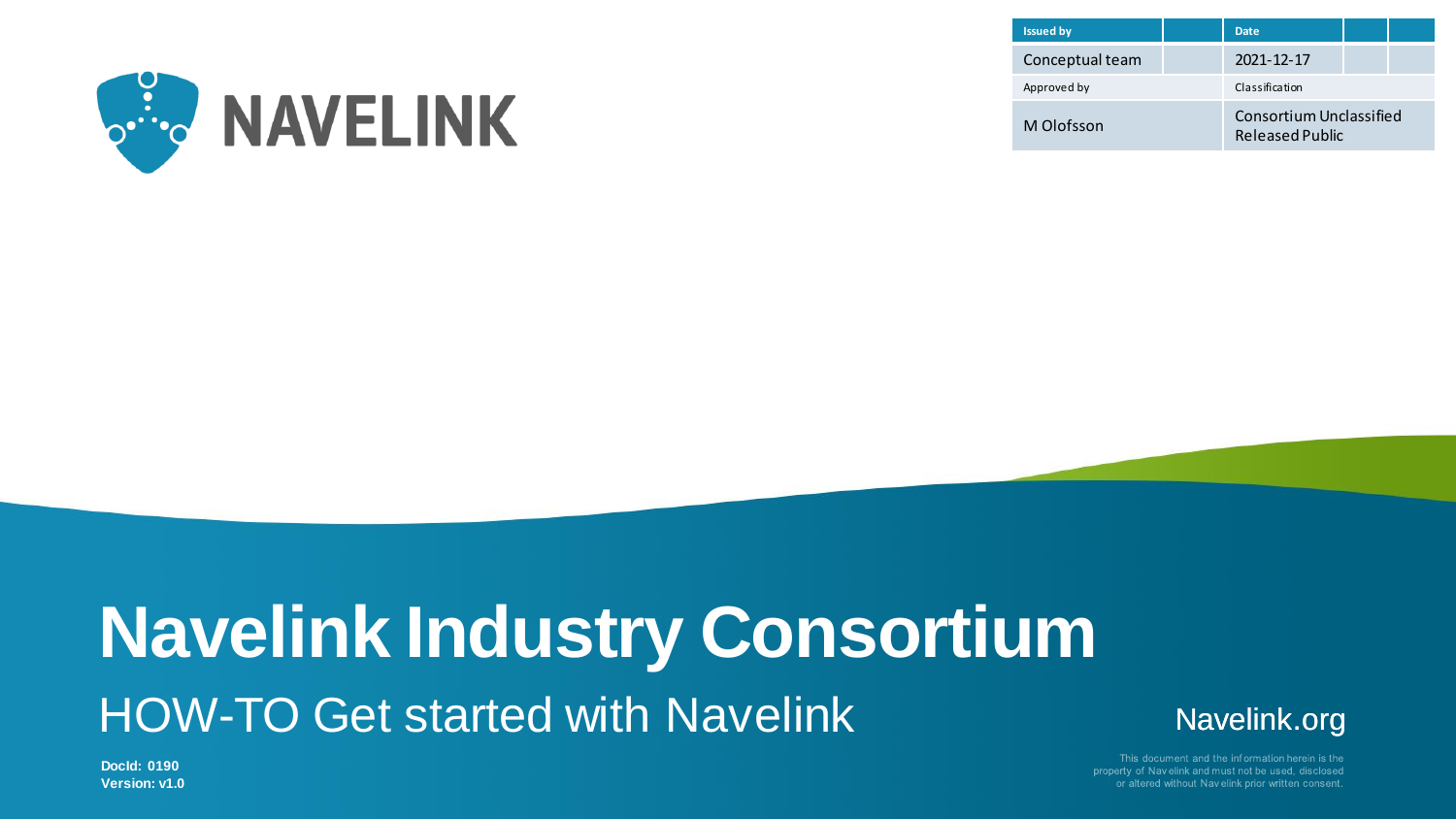| Issued by | | Date | | |
|---|---|---|---|---|
| Conceptual team | | 2021-12-17 | | |
| Approved by | | Classification | | |
| M Olofsson | | Consortium Unclassified Released Public | | |

NAVELINK

# Navelink Industry Consortium

## HOW-TO Get started with Navelink

Navelink.org

**DocId: 0190**
**Version: v1.0**

This document and the information herein is the property of Navelink and must not be used, disclosed or altered without Navelink prior written consent.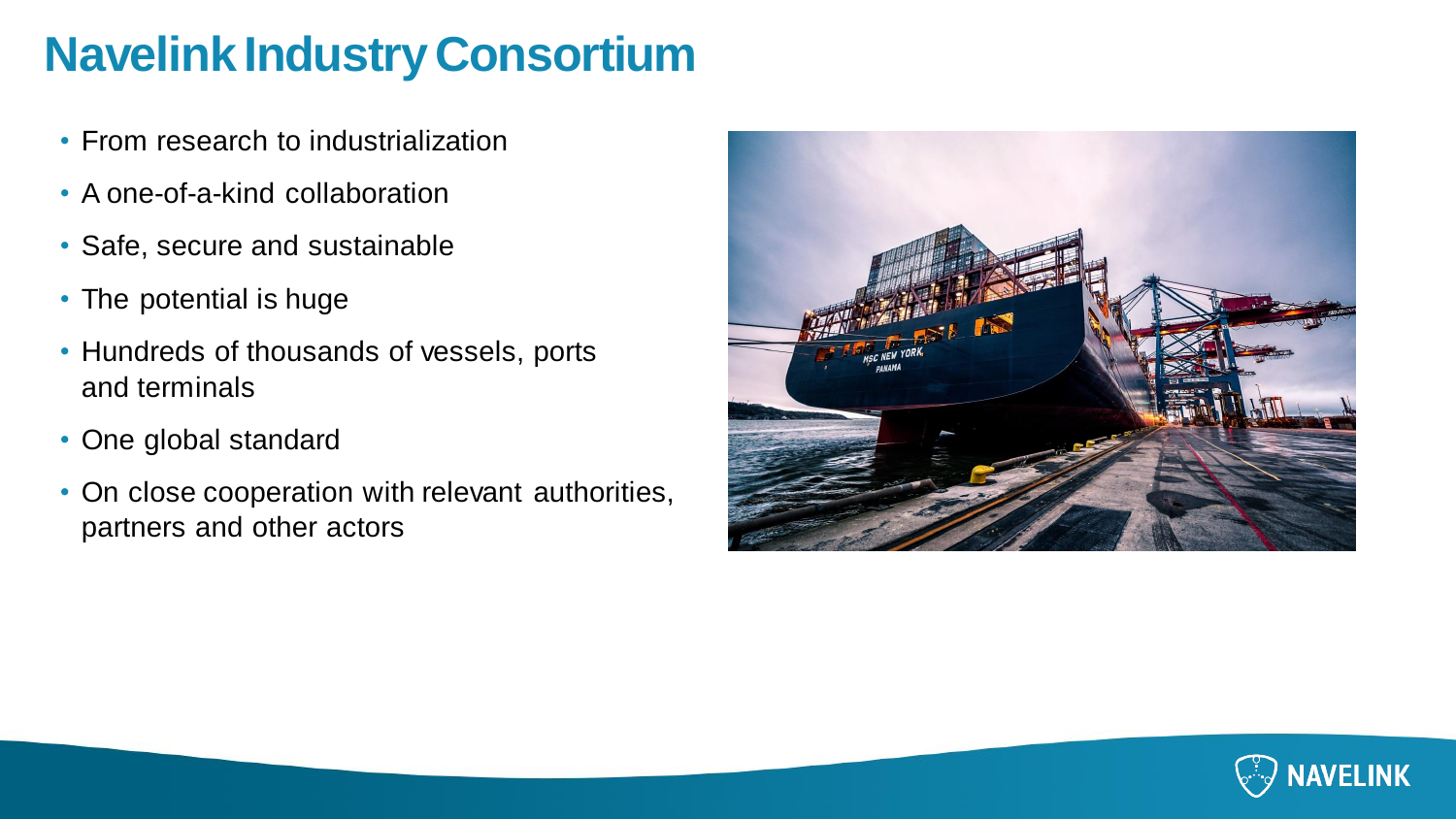# Navelink Industry Consortium

- From research to industrialization
- A one-of-a-kind collaboration
- Safe, secure and sustainable
- The potential is huge
- Hundreds of thousands of vessels, ports and terminals
- One global standard
- On close cooperation with relevant authorities, partners and other actors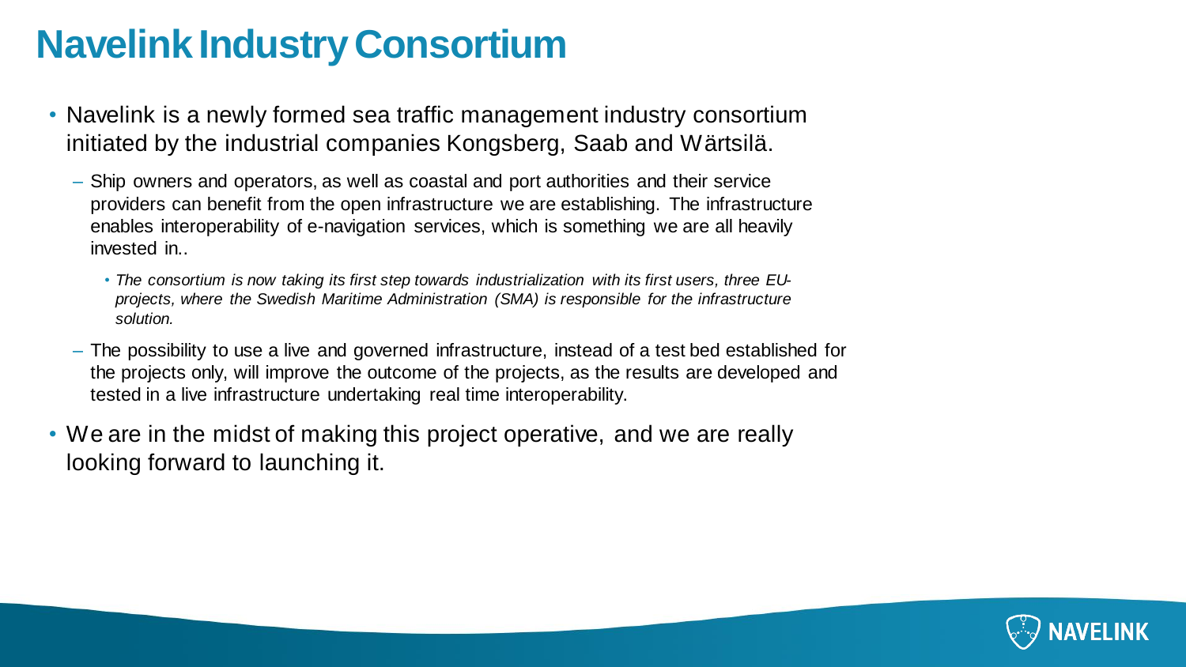# Navelink Industry Consortium

- Navelink is a newly formed sea traffic management industry consortium initiated by the industrial companies Kongsberg, Saab and Wärtsilä.
  - Ship owners and operators, as well as coastal and port authorities and their service providers can benefit from the open infrastructure we are establishing. The infrastructure enables interoperability of e-navigation services, which is something we are all heavily invested in..
    - *The consortium is now taking its first step towards industrialization with its first users, three EU-projects, where the Swedish Maritime Administration (SMA) is responsible for the infrastructure solution.*
  - The possibility to use a live and governed infrastructure, instead of a test bed established for the projects only, will improve the outcome of the projects, as the results are developed and tested in a live infrastructure undertaking real time interoperability.
- We are in the midst of making this project operative, and we are really looking forward to launching it.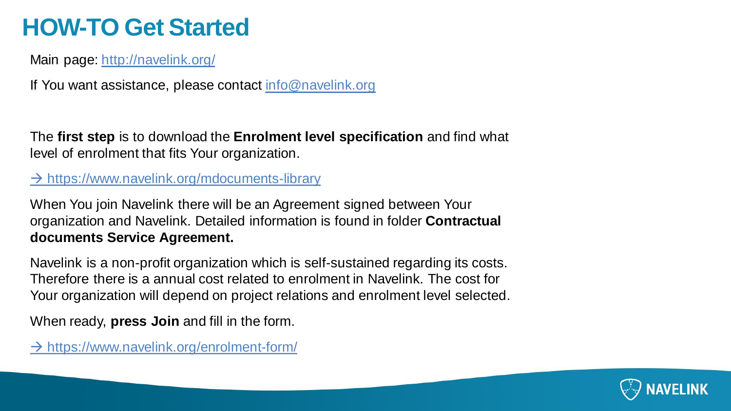# HOW-TO Get Started

Main page: http://navelink.org/

If You want assistance, please contact info@navelink.org

The **first step** is to download the **Enrolment level specification** and find what level of enrolment that fits Your organization.

→ https://www.navelink.org/mdocuments-library

When You join Navelink there will be an Agreement signed between Your organization and Navelink. Detailed information is found in folder **Contractual documents Service Agreement.**

Navelink is a non-profit organization which is self-sustained regarding its costs. Therefore there is a annual cost related to enrolment in Navelink. The cost for Your organization will depend on project relations and enrolment level selected.

When ready, **press Join** and fill in the form.

→ https://www.navelink.org/enrolment-form/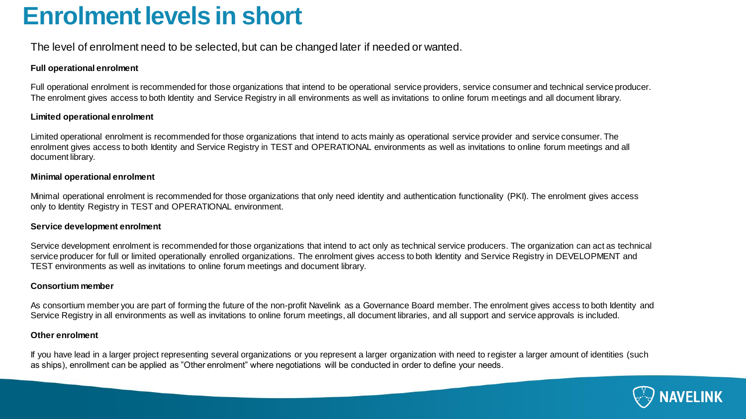# Enrolment levels in short

The level of enrolment need to be selected, but can be changed later if needed or wanted.

**Full operational enrolment**

Full operational enrolment is recommended for those organizations that intend to be operational service providers, service consumer and technical service producer. The enrolment gives access to both Identity and Service Registry in all environments as well as invitations to online forum meetings and all document library.

**Limited operational enrolment**

Limited operational enrolment is recommended for those organizations that intend to acts mainly as operational service provider and service consumer. The enrolment gives access to both Identity and Service Registry in TEST and OPERATIONAL environments as well as invitations to online forum meetings and all document library.

**Minimal operational enrolment**

Minimal operational enrolment is recommended for those organizations that only need identity and authentication functionality (PKI). The enrolment gives access only to Identity Registry in TEST and OPERATIONAL environment.

**Service development enrolment**

Service development enrolment is recommended for those organizations that intend to act only as technical service producers. The organization can act as technical service producer for full or limited operationally enrolled organizations. The enrolment gives access to both Identity and Service Registry in DEVELOPMENT and TEST environments as well as invitations to online forum meetings and document library.

**Consortium member**

As consortium member you are part of forming the future of the non-profit Navelink as a Governance Board member. The enrolment gives access to both Identity and Service Registry in all environments as well as invitations to online forum meetings, all document libraries, and all support and service approvals is included.

**Other enrolment**

If you have lead in a larger project representing several organizations or you represent a larger organization with need to register a larger amount of identities (such as ships), enrollment can be applied as "Other enrolment" where negotiations will be conducted in order to define your needs.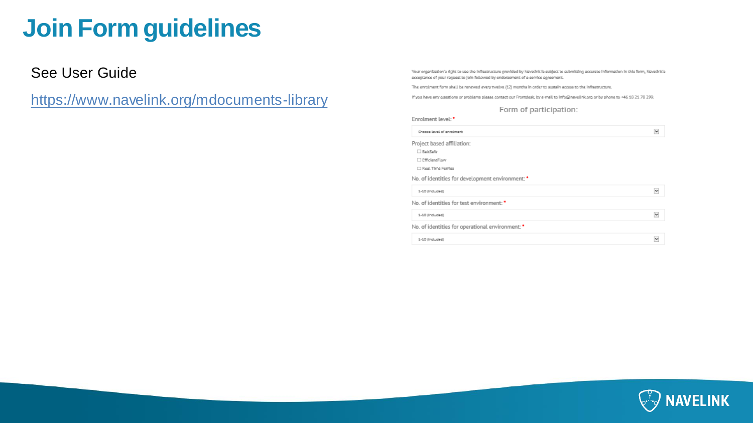# Join Form guidelines

See User Guide

https://www.navelink.org/mdocuments-library

Your organization's right to use the infrastructure provided by Navelink is subject to submitting accurate information in this form, Navelink's acceptance of your request to join followed by endorsement of a service agreement.

The enrolment form shall be renewed every twelve (12) months in order to sustain access to the infrastructure.

If you have any questions or problems please contact our Frontdesk, by e-mail to info@navelink.org or by phone to +46 10 21 70 299.

Form of participation:

Enrolment level: *

Choose level of enrolment

Project based affiliation:

- ☐ BaltSafe
- ☐ EfficientFlow
- ☐ Real Time Ferries

No. of identities for development environment: *

1-10 (included)

No. of identities for test environment: *

1-10 (included)

No. of identities for operational environment: *

1-10 (included)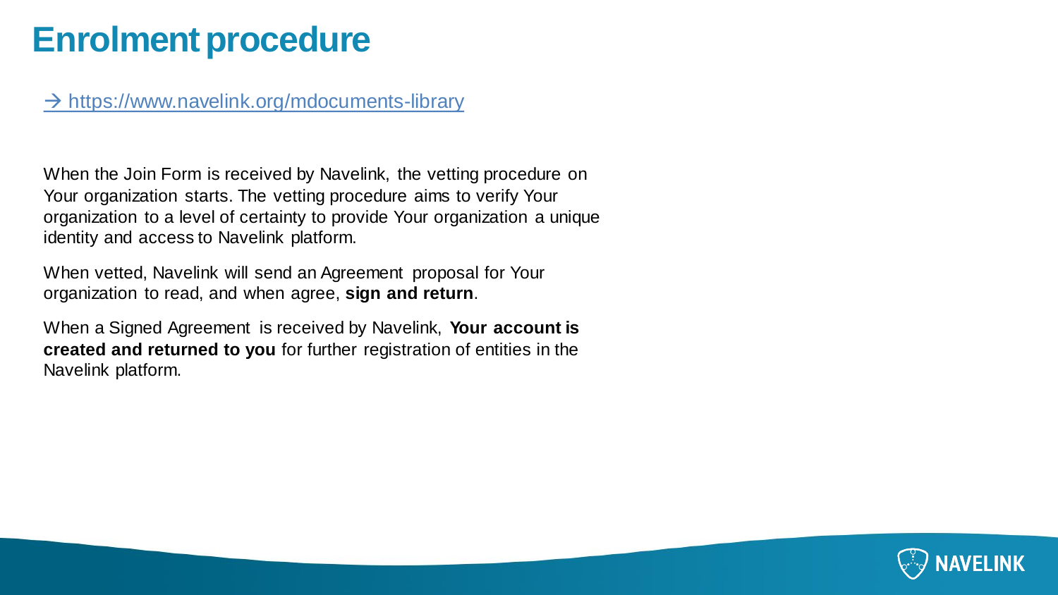# Enrolment procedure

→ https://www.navelink.org/mdocuments-library

When the Join Form is received by Navelink, the vetting procedure on Your organization starts. The vetting procedure aims to verify Your organization to a level of certainty to provide Your organization a unique identity and access to Navelink platform.

When vetted, Navelink will send an Agreement proposal for Your organization to read, and when agree, **sign and return**.

When a Signed Agreement is received by Navelink, **Your account is created and returned to you** for further registration of entities in the Navelink platform.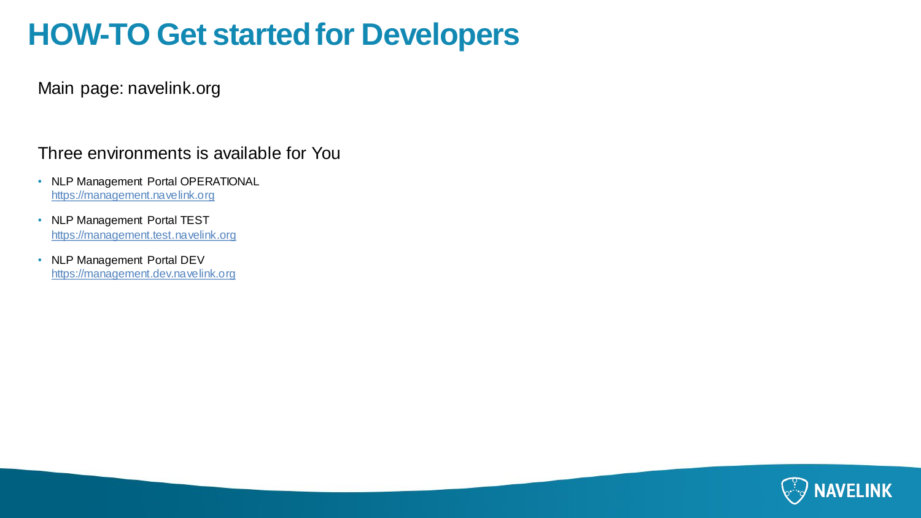# HOW-TO Get started for Developers

Main page: navelink.org

Three environments is available for You

- NLP Management Portal OPERATIONAL
  https://management.navelink.org
- NLP Management Portal TEST
  https://management.test.navelink.org
- NLP Management Portal DEV
  https://management.dev.navelink.org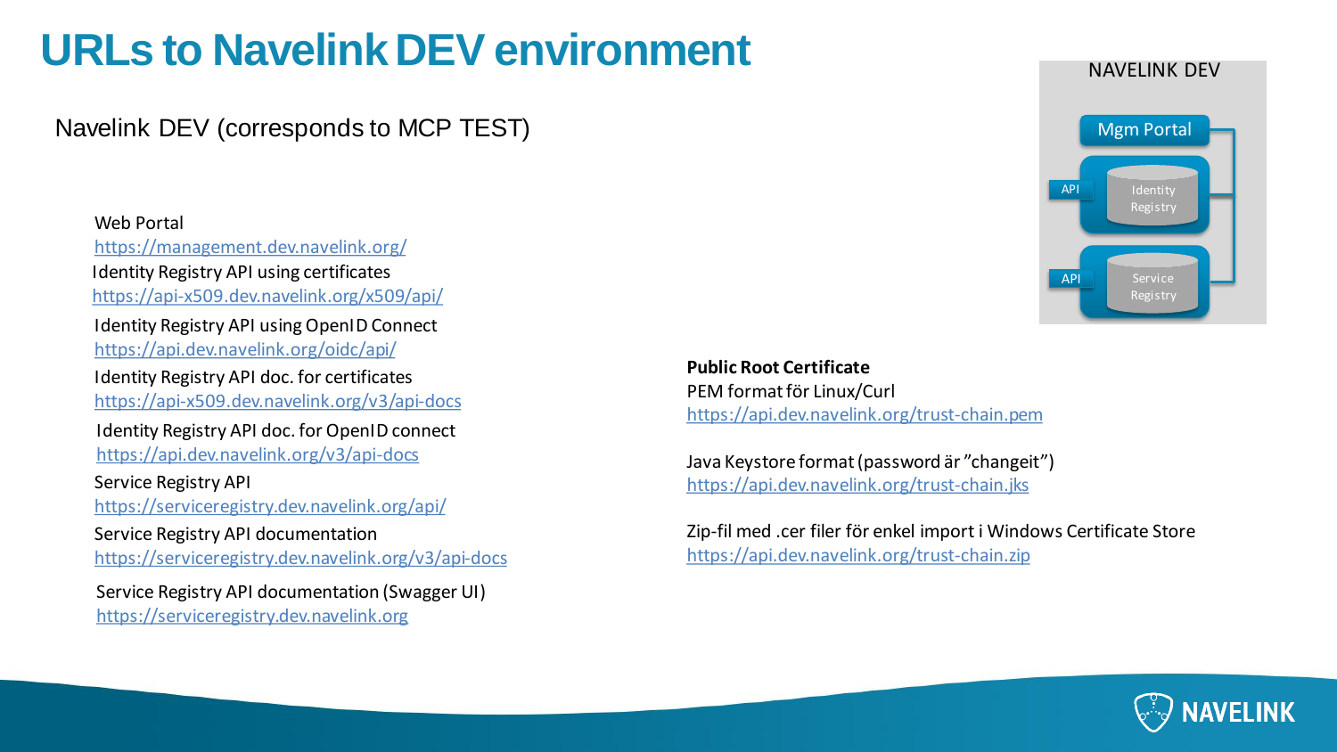# URLs to Navelink DEV environment

Navelink DEV (corresponds to MCP TEST)

Web Portal
https://management.dev.navelink.org/

Identity Registry API using certificates
https://api-x509.dev.navelink.org/x509/api/

Identity Registry API using OpenID Connect
https://api.dev.navelink.org/oidc/api/

Identity Registry API doc. for certificates
https://api-x509.dev.navelink.org/v3/api-docs

Identity Registry API doc. for OpenID connect
https://api.dev.navelink.org/v3/api-docs

Service Registry API
https://serviceregistry.dev.navelink.org/api/

Service Registry API documentation
https://serviceregistry.dev.navelink.org/v3/api-docs

Service Registry API documentation (Swagger UI)
https://serviceregistry.dev.navelink.org

NAVELINK DEV

- Mgm Portal
- API – Identity Registry
- API – Service Registry

**Public Root Certificate**

PEM format för Linux/Curl
https://api.dev.navelink.org/trust-chain.pem

Java Keystore format (password är ”changeit”)
https://api.dev.navelink.org/trust-chain.jks

Zip-fil med .cer filer för enkel import i Windows Certificate Store
https://api.dev.navelink.org/trust-chain.zip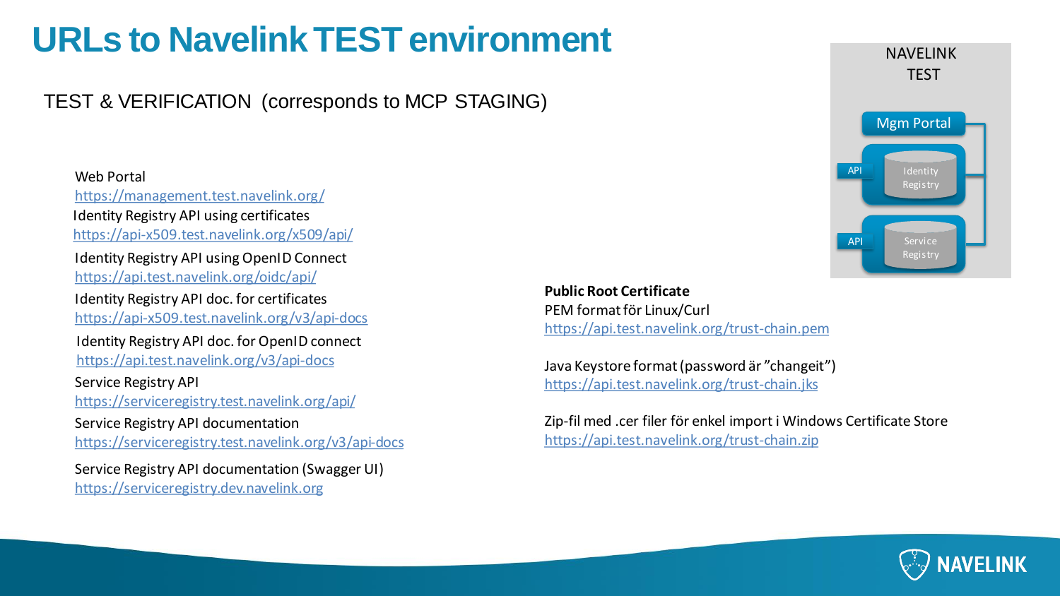# URLs to Navelink TEST environment

TEST & VERIFICATION (corresponds to MCP STAGING)

Web Portal
https://management.test.navelink.org/

Identity Registry API using certificates
https://api-x509.test.navelink.org/x509/api/

Identity Registry API using OpenID Connect
https://api.test.navelink.org/oidc/api/

Identity Registry API doc. for certificates
https://api-x509.test.navelink.org/v3/api-docs

Identity Registry API doc. for OpenID connect
https://api.test.navelink.org/v3/api-docs

Service Registry API
https://serviceregistry.test.navelink.org/api/

Service Registry API documentation
https://serviceregistry.test.navelink.org/v3/api-docs

Service Registry API documentation (Swagger UI)
https://serviceregistry.dev.navelink.org

**Public Root Certificate**

PEM format för Linux/Curl
https://api.test.navelink.org/trust-chain.pem

Java Keystore format (password är ”changeit”)
https://api.test.navelink.org/trust-chain.jks

Zip-fil med .cer filer för enkel import i Windows Certificate Store
https://api.test.navelink.org/trust-chain.zip

NAVELINK TEST

Mgm Portal

API — Identity Registry

API — Service Registry

NAVELINK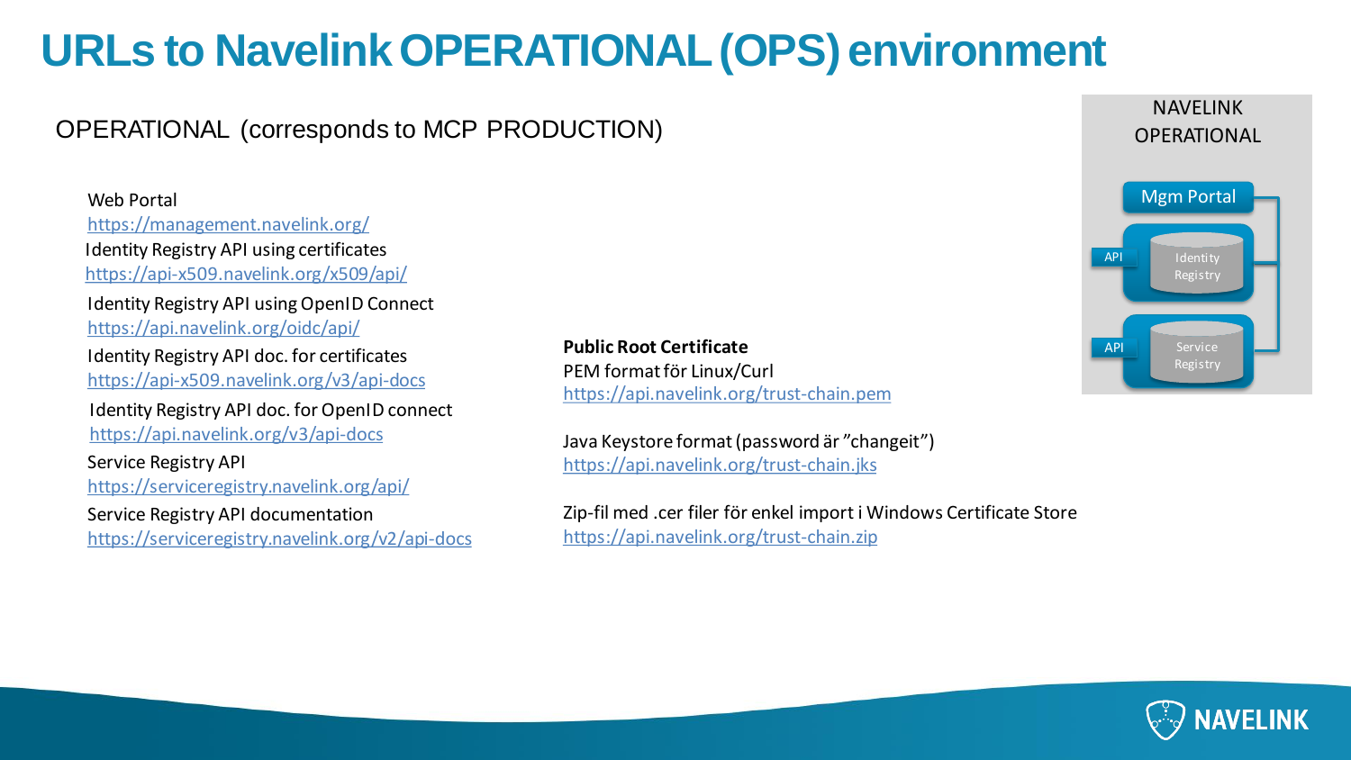# URLs to Navelink OPERATIONAL (OPS) environment

## OPERATIONAL (corresponds to MCP PRODUCTION)

Web Portal
https://management.navelink.org/

Identity Registry API using certificates
https://api-x509.navelink.org/x509/api/

Identity Registry API using OpenID Connect
https://api.navelink.org/oidc/api/

Identity Registry API doc. for certificates
https://api-x509.navelink.org/v3/api-docs

Identity Registry API doc. for OpenID connect
https://api.navelink.org/v3/api-docs

Service Registry API
https://serviceregistry.navelink.org/api/

Service Registry API documentation
https://serviceregistry.navelink.org/v2/api-docs

**Public Root Certificate**

PEM format för Linux/Curl
https://api.navelink.org/trust-chain.pem

Java Keystore format (password är ”changeit”)
https://api.navelink.org/trust-chain.jks

Zip-fil med .cer filer för enkel import i Windows Certificate Store
https://api.navelink.org/trust-chain.zip

NAVELINK OPERATIONAL

- Mgm Portal
- API – Identity Registry
- API – Service Registry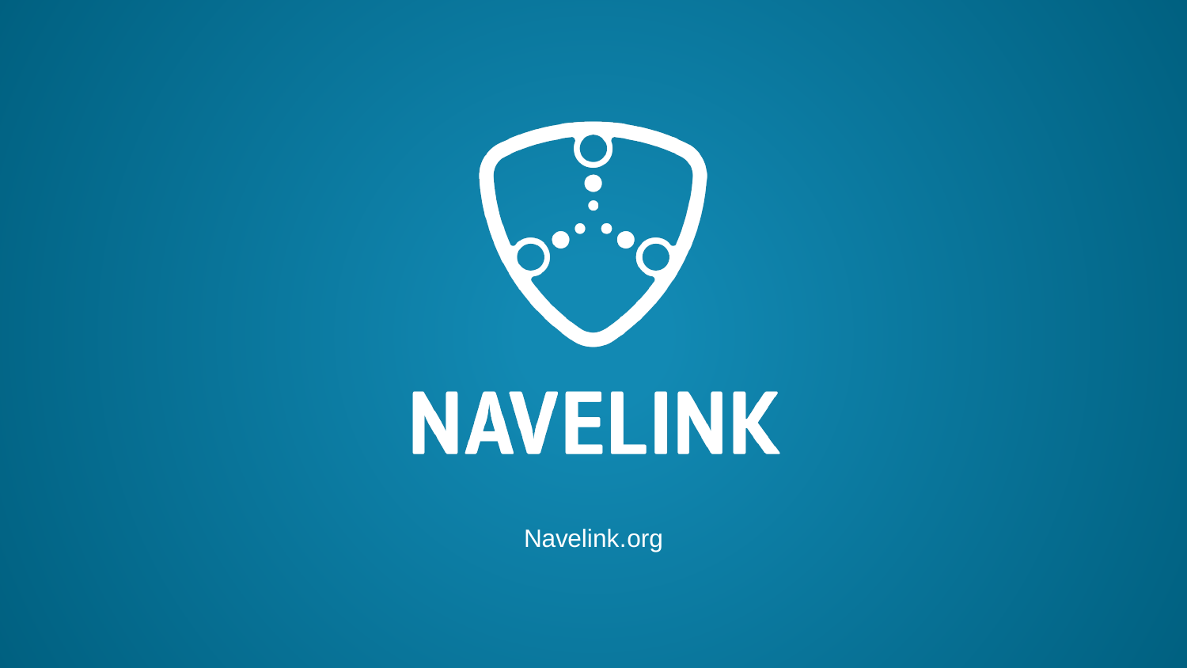# NAVELINK

Navelink.org